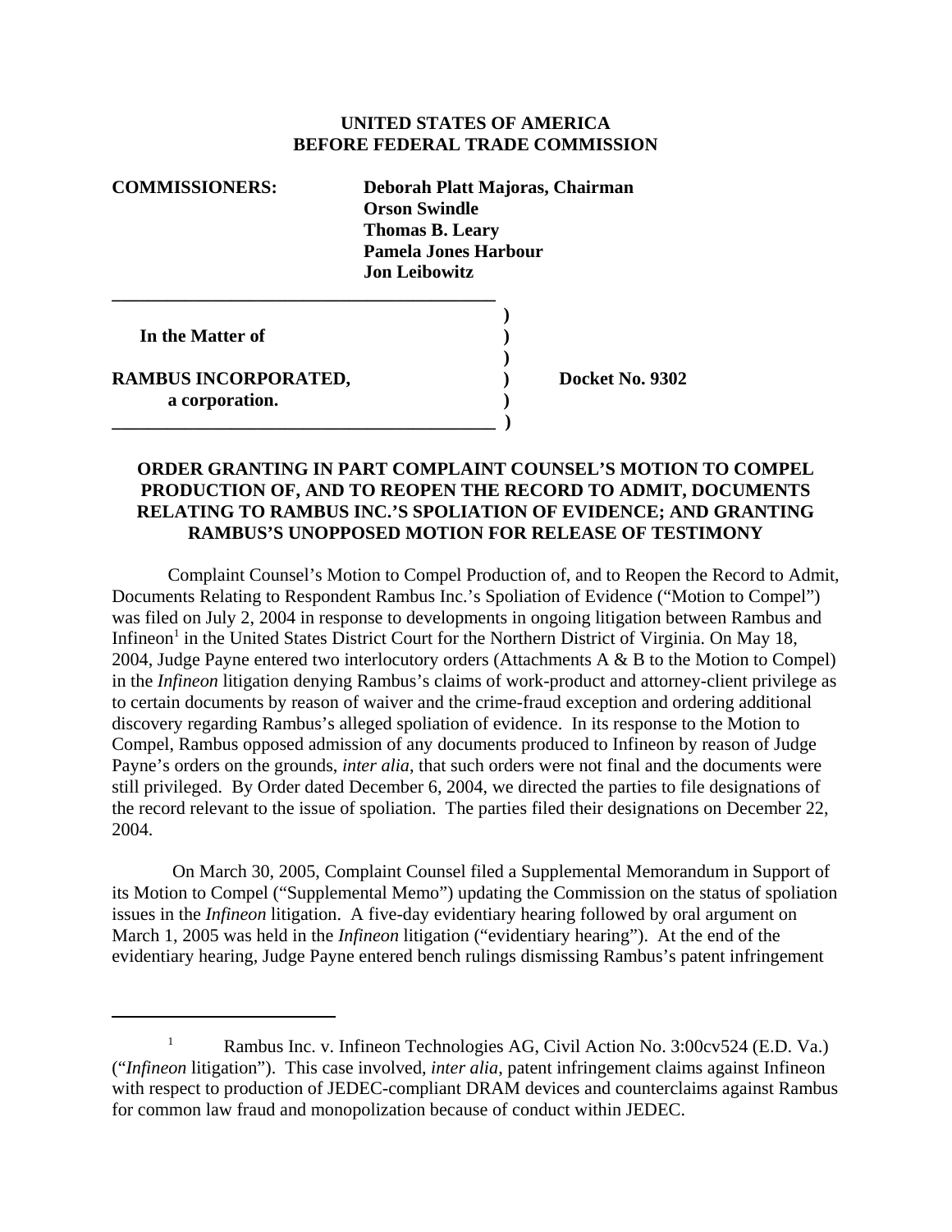**UNITED STATES OF AMERICA**
**BEFORE FEDERAL TRADE COMMISSION**

**COMMISSIONERS:** **Deborah Platt Majoras, Chairman**
**Orson Swindle**
**Thomas B. Leary**
**Pamela Jones Harbour**
**Jon Leibowitz**

| | | |
|---|---|---|
| **In the Matter of** | ) | |
| | ) | |
| **RAMBUS INCORPORATED,** | ) | **Docket No. 9302** |
| **a corporation.** | ) | |

**ORDER GRANTING IN PART COMPLAINT COUNSEL'S MOTION TO COMPEL PRODUCTION OF, AND TO REOPEN THE RECORD TO ADMIT, DOCUMENTS RELATING TO RAMBUS INC.'S SPOLIATION OF EVIDENCE; AND GRANTING RAMBUS'S UNOPPOSED MOTION FOR RELEASE OF TESTIMONY**

Complaint Counsel's Motion to Compel Production of, and to Reopen the Record to Admit, Documents Relating to Respondent Rambus Inc.'s Spoliation of Evidence ("Motion to Compel") was filed on July 2, 2004 in response to developments in ongoing litigation between Rambus and Infineon[1] in the United States District Court for the Northern District of Virginia. On May 18, 2004, Judge Payne entered two interlocutory orders (Attachments A & B to the Motion to Compel) in the *Infineon* litigation denying Rambus's claims of work-product and attorney-client privilege as to certain documents by reason of waiver and the crime-fraud exception and ordering additional discovery regarding Rambus's alleged spoliation of evidence. In its response to the Motion to Compel, Rambus opposed admission of any documents produced to Infineon by reason of Judge Payne's orders on the grounds, *inter alia*, that such orders were not final and the documents were still privileged. By Order dated December 6, 2004, we directed the parties to file designations of the record relevant to the issue of spoliation. The parties filed their designations on December 22, 2004.

On March 30, 2005, Complaint Counsel filed a Supplemental Memorandum in Support of its Motion to Compel ("Supplemental Memo") updating the Commission on the status of spoliation issues in the *Infineon* litigation. A five-day evidentiary hearing followed by oral argument on March 1, 2005 was held in the *Infineon* litigation ("evidentiary hearing"). At the end of the evidentiary hearing, Judge Payne entered bench rulings dismissing Rambus's patent infringement

---

[1] Rambus Inc. v. Infineon Technologies AG, Civil Action No. 3:00cv524 (E.D. Va.) ("*Infineon* litigation"). This case involved, *inter alia*, patent infringement claims against Infineon with respect to production of JEDEC-compliant DRAM devices and counterclaims against Rambus for common law fraud and monopolization because of conduct within JEDEC.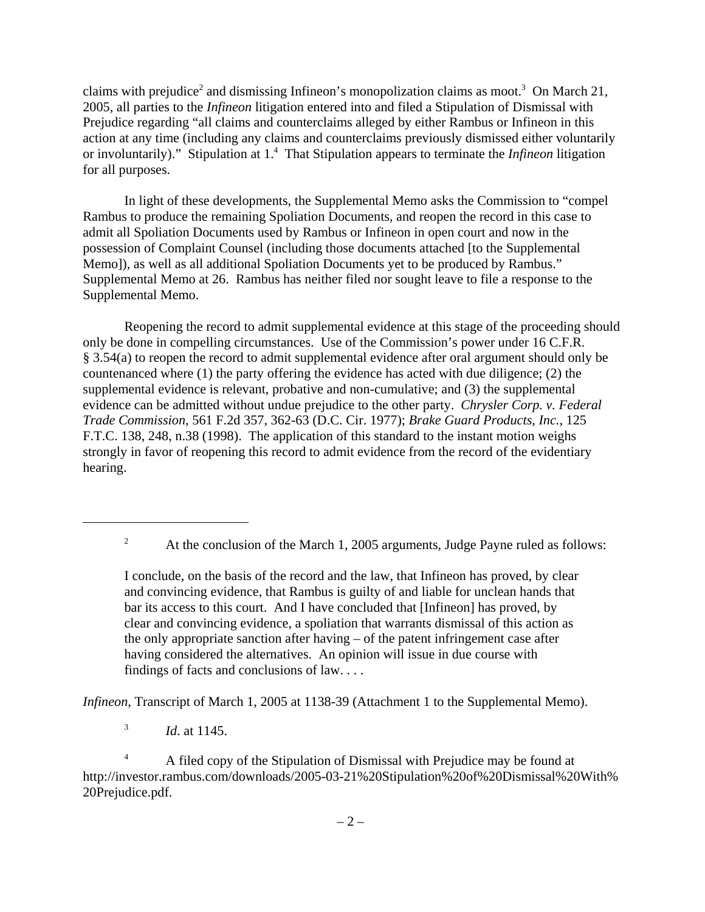claims with prejudice[2] and dismissing Infineon's monopolization claims as moot.[3] On March 21, 2005, all parties to the *Infineon* litigation entered into and filed a Stipulation of Dismissal with Prejudice regarding "all claims and counterclaims alleged by either Rambus or Infineon in this action at any time (including any claims and counterclaims previously dismissed either voluntarily or involuntarily)." Stipulation at 1.[4] That Stipulation appears to terminate the *Infineon* litigation for all purposes.

In light of these developments, the Supplemental Memo asks the Commission to "compel Rambus to produce the remaining Spoliation Documents, and reopen the record in this case to admit all Spoliation Documents used by Rambus or Infineon in open court and now in the possession of Complaint Counsel (including those documents attached [to the Supplemental Memo]), as well as all additional Spoliation Documents yet to be produced by Rambus." Supplemental Memo at 26. Rambus has neither filed nor sought leave to file a response to the Supplemental Memo.

Reopening the record to admit supplemental evidence at this stage of the proceeding should only be done in compelling circumstances. Use of the Commission's power under 16 C.F.R. § 3.54(a) to reopen the record to admit supplemental evidence after oral argument should only be countenanced where (1) the party offering the evidence has acted with due diligence; (2) the supplemental evidence is relevant, probative and non-cumulative; and (3) the supplemental evidence can be admitted without undue prejudice to the other party. *Chrysler Corp. v. Federal Trade Commission*, 561 F.2d 357, 362-63 (D.C. Cir. 1977); *Brake Guard Products, Inc.*, 125 F.T.C. 138, 248, n.38 (1998). The application of this standard to the instant motion weighs strongly in favor of reopening this record to admit evidence from the record of the evidentiary hearing.

---

[2] At the conclusion of the March 1, 2005 arguments, Judge Payne ruled as follows:

> I conclude, on the basis of the record and the law, that Infineon has proved, by clear and convincing evidence, that Rambus is guilty of and liable for unclean hands that bar its access to this court. And I have concluded that [Infineon] has proved, by clear and convincing evidence, a spoliation that warrants dismissal of this action as the only appropriate sanction after having – of the patent infringement case after having considered the alternatives. An opinion will issue in due course with findings of facts and conclusions of law. . . .

*Infineon*, Transcript of March 1, 2005 at 1138-39 (Attachment 1 to the Supplemental Memo).

[3] *Id*. at 1145.

[4] A filed copy of the Stipulation of Dismissal with Prejudice may be found at http://investor.rambus.com/downloads/2005-03-21%20Stipulation%20of%20Dismissal%20With%20Prejudice.pdf.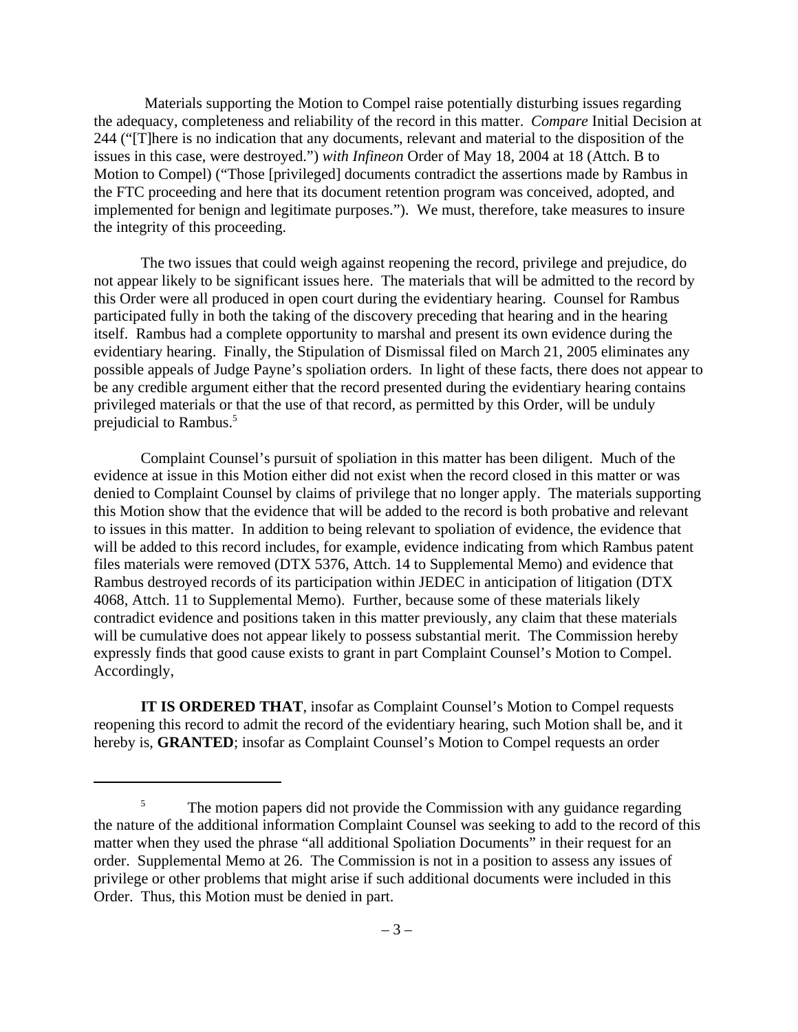Materials supporting the Motion to Compel raise potentially disturbing issues regarding the adequacy, completeness and reliability of the record in this matter. *Compare* Initial Decision at 244 ("[T]here is no indication that any documents, relevant and material to the disposition of the issues in this case, were destroyed.") *with Infineon* Order of May 18, 2004 at 18 (Attch. B to Motion to Compel) ("Those [privileged] documents contradict the assertions made by Rambus in the FTC proceeding and here that its document retention program was conceived, adopted, and implemented for benign and legitimate purposes."). We must, therefore, take measures to insure the integrity of this proceeding.

The two issues that could weigh against reopening the record, privilege and prejudice, do not appear likely to be significant issues here. The materials that will be admitted to the record by this Order were all produced in open court during the evidentiary hearing. Counsel for Rambus participated fully in both the taking of the discovery preceding that hearing and in the hearing itself. Rambus had a complete opportunity to marshal and present its own evidence during the evidentiary hearing. Finally, the Stipulation of Dismissal filed on March 21, 2005 eliminates any possible appeals of Judge Payne's spoliation orders. In light of these facts, there does not appear to be any credible argument either that the record presented during the evidentiary hearing contains privileged materials or that the use of that record, as permitted by this Order, will be unduly prejudicial to Rambus.[5]

Complaint Counsel's pursuit of spoliation in this matter has been diligent. Much of the evidence at issue in this Motion either did not exist when the record closed in this matter or was denied to Complaint Counsel by claims of privilege that no longer apply. The materials supporting this Motion show that the evidence that will be added to the record is both probative and relevant to issues in this matter. In addition to being relevant to spoliation of evidence, the evidence that will be added to this record includes, for example, evidence indicating from which Rambus patent files materials were removed (DTX 5376, Attch. 14 to Supplemental Memo) and evidence that Rambus destroyed records of its participation within JEDEC in anticipation of litigation (DTX 4068, Attch. 11 to Supplemental Memo). Further, because some of these materials likely contradict evidence and positions taken in this matter previously, any claim that these materials will be cumulative does not appear likely to possess substantial merit. The Commission hereby expressly finds that good cause exists to grant in part Complaint Counsel's Motion to Compel. Accordingly,

**IT IS ORDERED THAT**, insofar as Complaint Counsel's Motion to Compel requests reopening this record to admit the record of the evidentiary hearing, such Motion shall be, and it hereby is, **GRANTED**; insofar as Complaint Counsel's Motion to Compel requests an order

---

[5] The motion papers did not provide the Commission with any guidance regarding the nature of the additional information Complaint Counsel was seeking to add to the record of this matter when they used the phrase "all additional Spoliation Documents" in their request for an order. Supplemental Memo at 26. The Commission is not in a position to assess any issues of privilege or other problems that might arise if such additional documents were included in this Order. Thus, this Motion must be denied in part.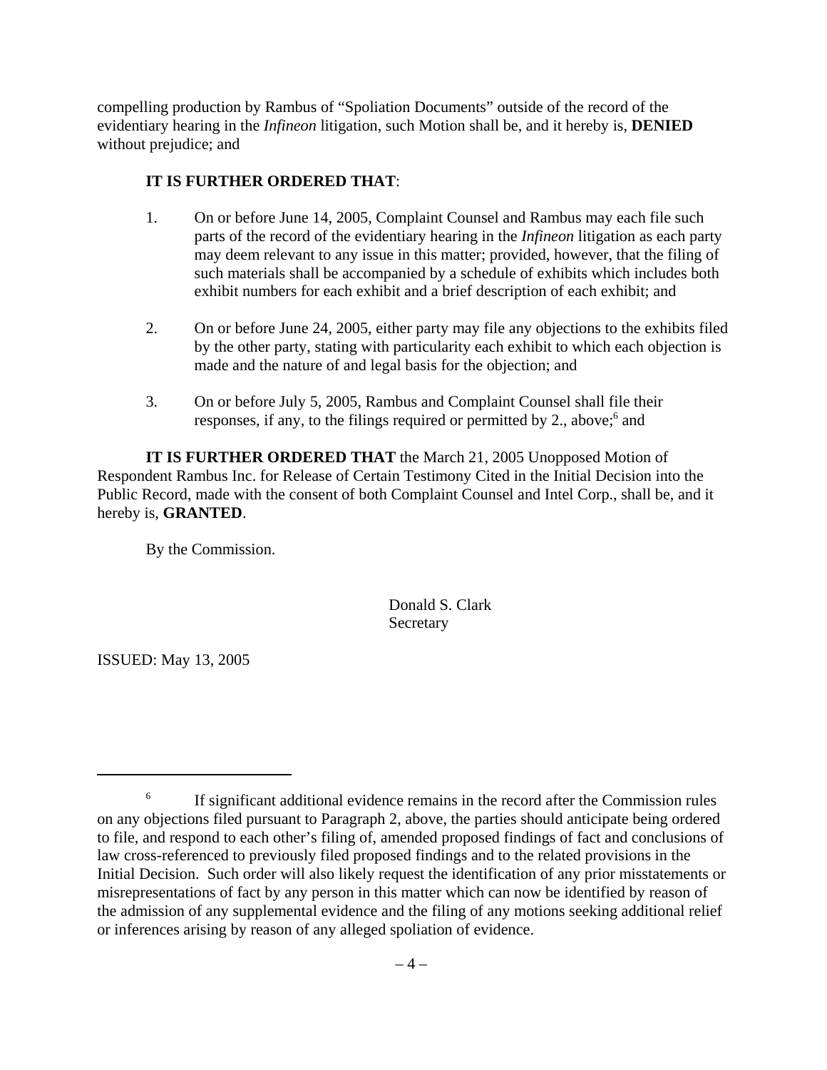compelling production by Rambus of "Spoliation Documents" outside of the record of the evidentiary hearing in the *Infineon* litigation, such Motion shall be, and it hereby is, **DENIED** without prejudice; and

**IT IS FURTHER ORDERED THAT**:

1. On or before June 14, 2005, Complaint Counsel and Rambus may each file such parts of the record of the evidentiary hearing in the *Infineon* litigation as each party may deem relevant to any issue in this matter; provided, however, that the filing of such materials shall be accompanied by a schedule of exhibits which includes both exhibit numbers for each exhibit and a brief description of each exhibit; and

2. On or before June 24, 2005, either party may file any objections to the exhibits filed by the other party, stating with particularity each exhibit to which each objection is made and the nature of and legal basis for the objection; and

3. On or before July 5, 2005, Rambus and Complaint Counsel shall file their responses, if any, to the filings required or permitted by 2., above;[6] and

**IT IS FURTHER ORDERED THAT** the March 21, 2005 Unopposed Motion of Respondent Rambus Inc. for Release of Certain Testimony Cited in the Initial Decision into the Public Record, made with the consent of both Complaint Counsel and Intel Corp., shall be, and it hereby is, **GRANTED**.

By the Commission.

Donald S. Clark
Secretary

ISSUED: May 13, 2005

---

[6] If significant additional evidence remains in the record after the Commission rules on any objections filed pursuant to Paragraph 2, above, the parties should anticipate being ordered to file, and respond to each other's filing of, amended proposed findings of fact and conclusions of law cross-referenced to previously filed proposed findings and to the related provisions in the Initial Decision. Such order will also likely request the identification of any prior misstatements or misrepresentations of fact by any person in this matter which can now be identified by reason of the admission of any supplemental evidence and the filing of any motions seeking additional relief or inferences arising by reason of any alleged spoliation of evidence.